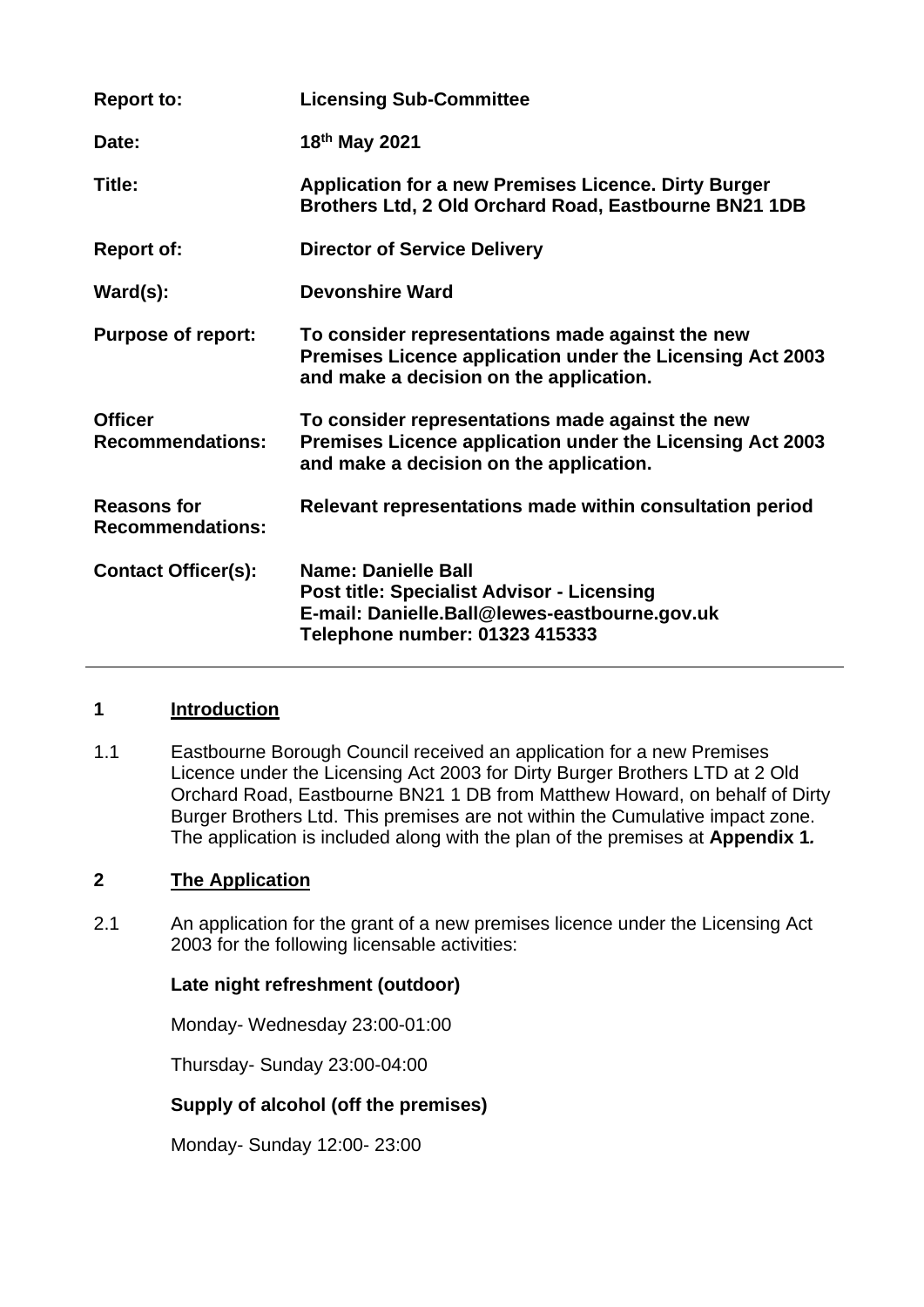| Report to: | Licensing Sub-Committee |
|---|---|
| Date: | 18th May 2021 |
| Title: | Application for a new Premises Licence. Dirty Burger Brothers Ltd, 2 Old Orchard Road, Eastbourne BN21 1DB |
| Report of: | Director of Service Delivery |
| Ward(s): | Devonshire Ward |
| Purpose of report: | To consider representations made against the new Premises Licence application under the Licensing Act 2003 and make a decision on the application. |
| Officer Recommendations: | To consider representations made against the new Premises Licence application under the Licensing Act 2003 and make a decision on the application. |
| Reasons for Recommendations: | Relevant representations made within consultation period |
| Contact Officer(s): | Name: Danielle Ball<br>Post title: Specialist Advisor - Licensing<br>E-mail: Danielle.Ball@lewes-eastbourne.gov.uk<br>Telephone number: 01323 415333 |

## 1 Introduction

1.1 Eastbourne Borough Council received an application for a new Premises Licence under the Licensing Act 2003 for Dirty Burger Brothers LTD at 2 Old Orchard Road, Eastbourne BN21 1 DB from Matthew Howard, on behalf of Dirty Burger Brothers Ltd. This premises are not within the Cumulative impact zone. The application is included along with the plan of the premises at **Appendix 1.**

## 2 The Application

2.1 An application for the grant of a new premises licence under the Licensing Act 2003 for the following licensable activities:

**Late night refreshment (outdoor)**

Monday- Wednesday 23:00-01:00

Thursday- Sunday 23:00-04:00

**Supply of alcohol (off the premises)**

Monday- Sunday 12:00- 23:00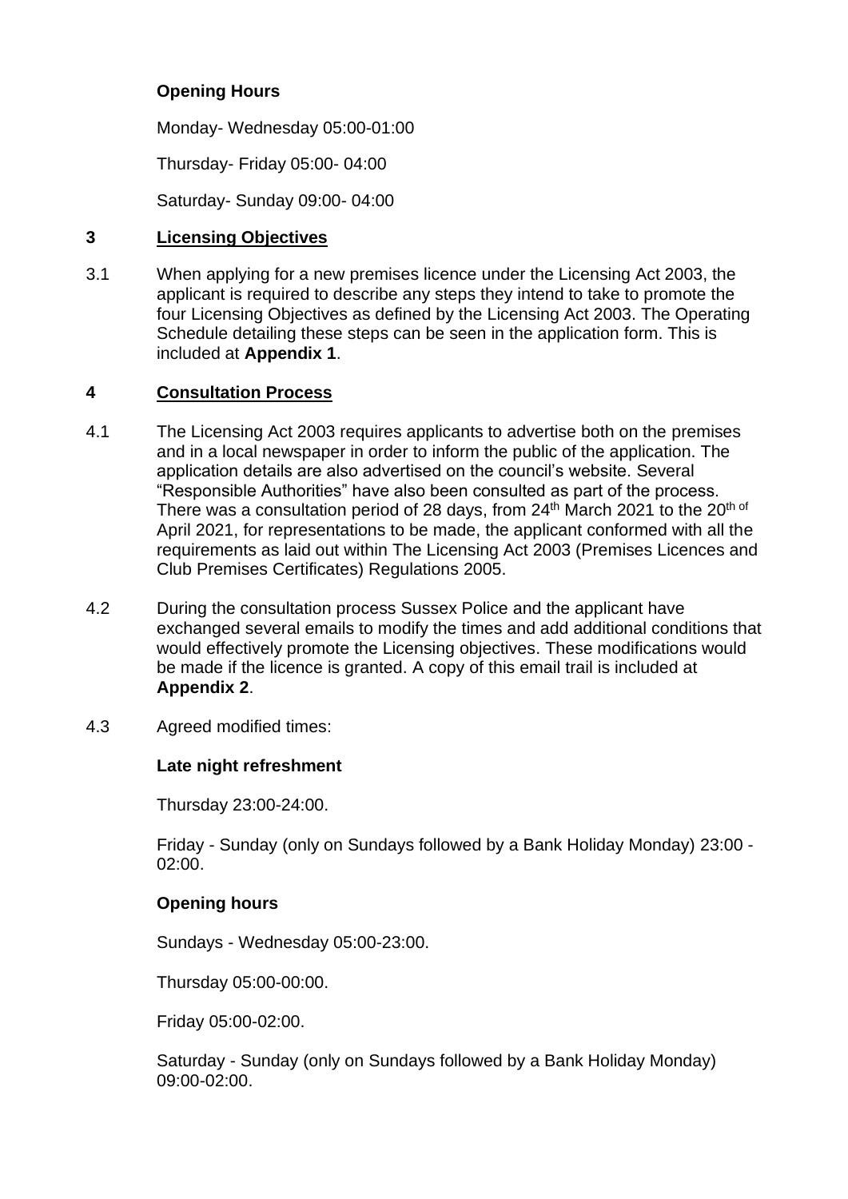**Opening Hours**

Monday- Wednesday 05:00-01:00

Thursday- Friday 05:00- 04:00

Saturday- Sunday 09:00- 04:00

## 3 Licensing Objectives

3.1 When applying for a new premises licence under the Licensing Act 2003, the applicant is required to describe any steps they intend to take to promote the four Licensing Objectives as defined by the Licensing Act 2003. The Operating Schedule detailing these steps can be seen in the application form. This is included at **Appendix 1**.

## 4 Consultation Process

4.1 The Licensing Act 2003 requires applicants to advertise both on the premises and in a local newspaper in order to inform the public of the application. The application details are also advertised on the council's website. Several "Responsible Authorities" have also been consulted as part of the process. There was a consultation period of 28 days, from 24th March 2021 to the 20th of April 2021, for representations to be made, the applicant conformed with all the requirements as laid out within The Licensing Act 2003 (Premises Licences and Club Premises Certificates) Regulations 2005.

4.2 During the consultation process Sussex Police and the applicant have exchanged several emails to modify the times and add additional conditions that would effectively promote the Licensing objectives. These modifications would be made if the licence is granted. A copy of this email trail is included at **Appendix 2**.

4.3 Agreed modified times:

**Late night refreshment**

Thursday 23:00-24:00.

Friday - Sunday (only on Sundays followed by a Bank Holiday Monday) 23:00 - 02:00.

**Opening hours**

Sundays - Wednesday 05:00-23:00.

Thursday 05:00-00:00.

Friday 05:00-02:00.

Saturday - Sunday (only on Sundays followed by a Bank Holiday Monday) 09:00-02:00.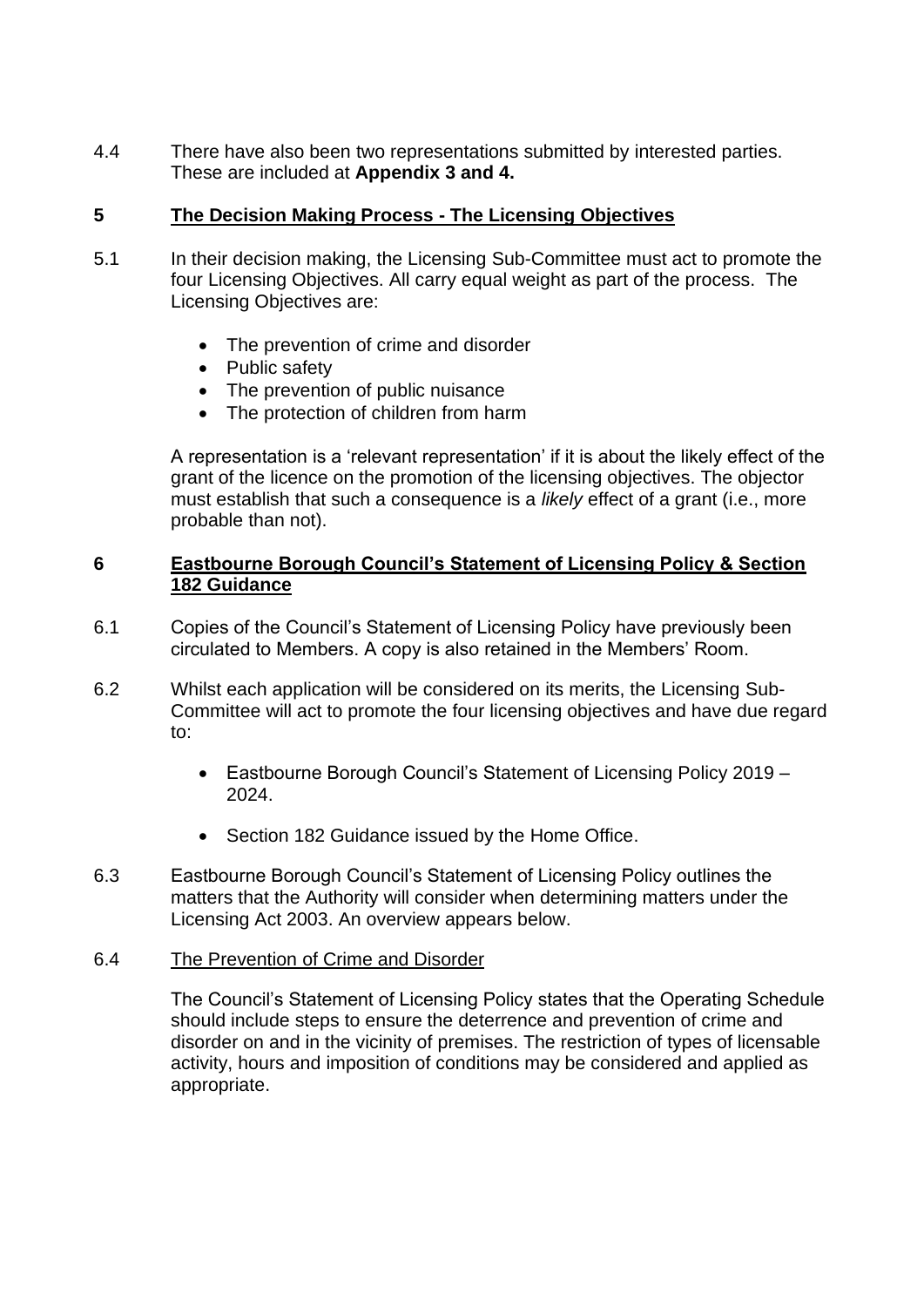4.4 There have also been two representations submitted by interested parties. These are included at **Appendix 3 and 4.**

## 5 The Decision Making Process - The Licensing Objectives

5.1 In their decision making, the Licensing Sub-Committee must act to promote the four Licensing Objectives. All carry equal weight as part of the process. The Licensing Objectives are:

- The prevention of crime and disorder
- Public safety
- The prevention of public nuisance
- The protection of children from harm

A representation is a 'relevant representation' if it is about the likely effect of the grant of the licence on the promotion of the licensing objectives. The objector must establish that such a consequence is a *likely* effect of a grant (i.e., more probable than not).

## 6 Eastbourne Borough Council's Statement of Licensing Policy & Section 182 Guidance

6.1 Copies of the Council's Statement of Licensing Policy have previously been circulated to Members. A copy is also retained in the Members' Room.

6.2 Whilst each application will be considered on its merits, the Licensing Sub-Committee will act to promote the four licensing objectives and have due regard to:

- Eastbourne Borough Council's Statement of Licensing Policy 2019 – 2024.
- Section 182 Guidance issued by the Home Office.

6.3 Eastbourne Borough Council's Statement of Licensing Policy outlines the matters that the Authority will consider when determining matters under the Licensing Act 2003. An overview appears below.

6.4 The Prevention of Crime and Disorder

The Council's Statement of Licensing Policy states that the Operating Schedule should include steps to ensure the deterrence and prevention of crime and disorder on and in the vicinity of premises. The restriction of types of licensable activity, hours and imposition of conditions may be considered and applied as appropriate.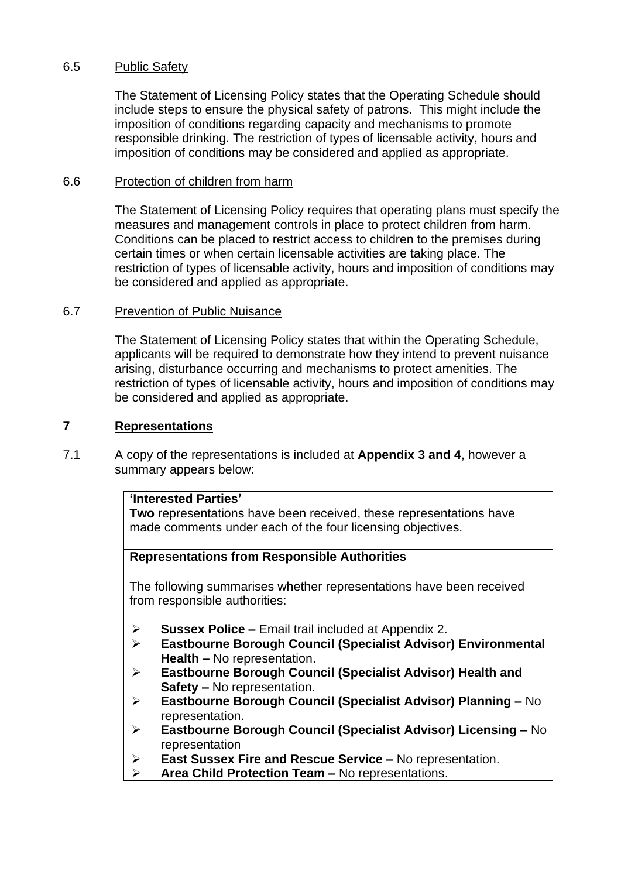### 6.5 Public Safety

The Statement of Licensing Policy states that the Operating Schedule should include steps to ensure the physical safety of patrons. This might include the imposition of conditions regarding capacity and mechanisms to promote responsible drinking. The restriction of types of licensable activity, hours and imposition of conditions may be considered and applied as appropriate.

### 6.6 Protection of children from harm

The Statement of Licensing Policy requires that operating plans must specify the measures and management controls in place to protect children from harm. Conditions can be placed to restrict access to children to the premises during certain times or when certain licensable activities are taking place. The restriction of types of licensable activity, hours and imposition of conditions may be considered and applied as appropriate.

### 6.7 Prevention of Public Nuisance

The Statement of Licensing Policy states that within the Operating Schedule, applicants will be required to demonstrate how they intend to prevent nuisance arising, disturbance occurring and mechanisms to protect amenities. The restriction of types of licensable activity, hours and imposition of conditions may be considered and applied as appropriate.

## 7 Representations

7.1 A copy of the representations is included at **Appendix 3 and 4**, however a summary appears below:

**'Interested Parties'**

**Two** representations have been received, these representations have made comments under each of the four licensing objectives.

**Representations from Responsible Authorities**

The following summarises whether representations have been received from responsible authorities:

- **Sussex Police –** Email trail included at Appendix 2.
- **Eastbourne Borough Council (Specialist Advisor) Environmental Health –** No representation.
- **Eastbourne Borough Council (Specialist Advisor) Health and Safety –** No representation.
- **Eastbourne Borough Council (Specialist Advisor) Planning –** No representation.
- **Eastbourne Borough Council (Specialist Advisor) Licensing –** No representation
- **East Sussex Fire and Rescue Service –** No representation.
- **Area Child Protection Team –** No representations.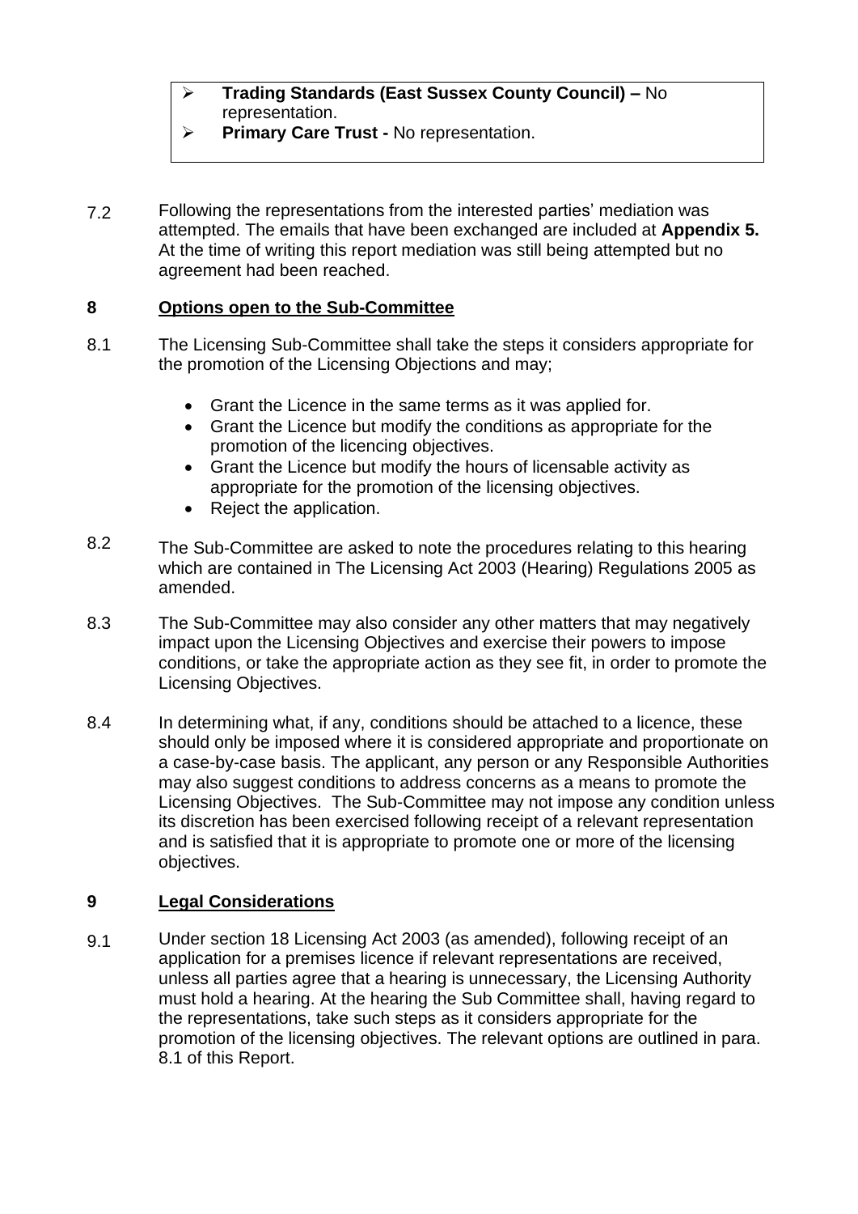- **Trading Standards (East Sussex County Council) –** No representation.
- **Primary Care Trust -** No representation.

7.2 Following the representations from the interested parties' mediation was attempted. The emails that have been exchanged are included at **Appendix 5.** At the time of writing this report mediation was still being attempted but no agreement had been reached.

## 8 Options open to the Sub-Committee

8.1 The Licensing Sub-Committee shall take the steps it considers appropriate for the promotion of the Licensing Objections and may;

- Grant the Licence in the same terms as it was applied for.
- Grant the Licence but modify the conditions as appropriate for the promotion of the licencing objectives.
- Grant the Licence but modify the hours of licensable activity as appropriate for the promotion of the licensing objectives.
- Reject the application.

8.2 The Sub-Committee are asked to note the procedures relating to this hearing which are contained in The Licensing Act 2003 (Hearing) Regulations 2005 as amended.

8.3 The Sub-Committee may also consider any other matters that may negatively impact upon the Licensing Objectives and exercise their powers to impose conditions, or take the appropriate action as they see fit, in order to promote the Licensing Objectives.

8.4 In determining what, if any, conditions should be attached to a licence, these should only be imposed where it is considered appropriate and proportionate on a case-by-case basis. The applicant, any person or any Responsible Authorities may also suggest conditions to address concerns as a means to promote the Licensing Objectives. The Sub-Committee may not impose any condition unless its discretion has been exercised following receipt of a relevant representation and is satisfied that it is appropriate to promote one or more of the licensing objectives.

## 9 Legal Considerations

9.1 Under section 18 Licensing Act 2003 (as amended), following receipt of an application for a premises licence if relevant representations are received, unless all parties agree that a hearing is unnecessary, the Licensing Authority must hold a hearing. At the hearing the Sub Committee shall, having regard to the representations, take such steps as it considers appropriate for the promotion of the licensing objectives. The relevant options are outlined in para. 8.1 of this Report.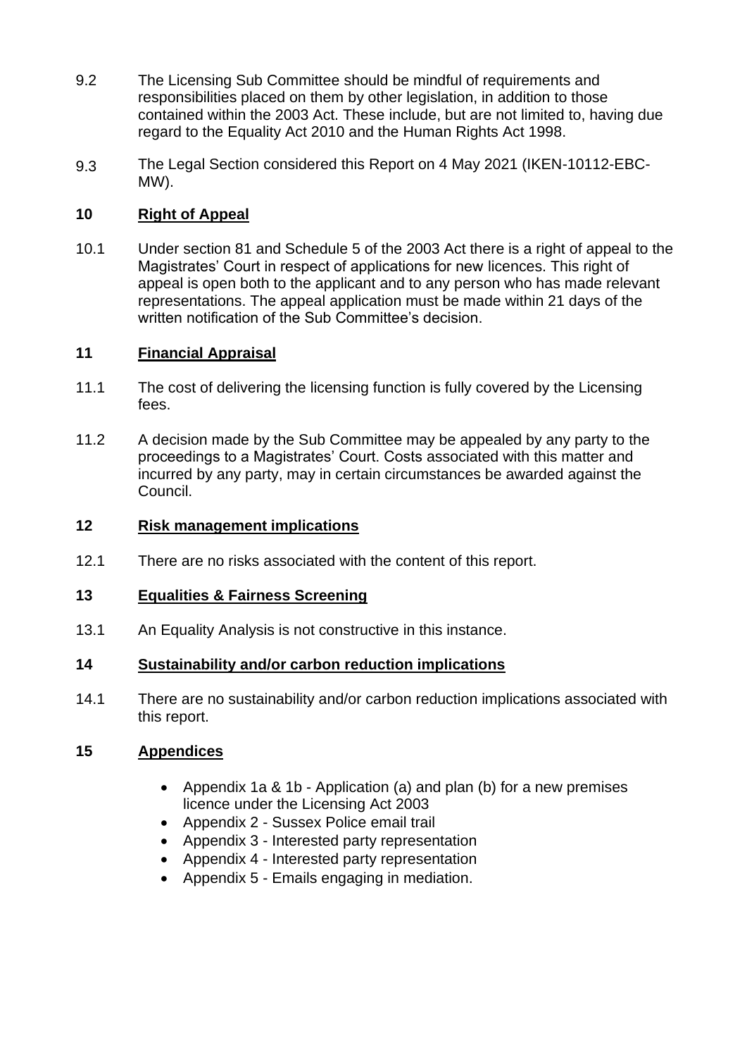9.2 The Licensing Sub Committee should be mindful of requirements and responsibilities placed on them by other legislation, in addition to those contained within the 2003 Act. These include, but are not limited to, having due regard to the Equality Act 2010 and the Human Rights Act 1998.

9.3 The Legal Section considered this Report on 4 May 2021 (IKEN-10112-EBC-MW).

## 10 Right of Appeal

10.1 Under section 81 and Schedule 5 of the 2003 Act there is a right of appeal to the Magistrates' Court in respect of applications for new licences. This right of appeal is open both to the applicant and to any person who has made relevant representations. The appeal application must be made within 21 days of the written notification of the Sub Committee's decision.

## 11 Financial Appraisal

11.1 The cost of delivering the licensing function is fully covered by the Licensing fees.

11.2 A decision made by the Sub Committee may be appealed by any party to the proceedings to a Magistrates' Court. Costs associated with this matter and incurred by any party, may in certain circumstances be awarded against the Council.

## 12 Risk management implications

12.1 There are no risks associated with the content of this report.

## 13 Equalities & Fairness Screening

13.1 An Equality Analysis is not constructive in this instance.

## 14 Sustainability and/or carbon reduction implications

14.1 There are no sustainability and/or carbon reduction implications associated with this report.

## 15 Appendices

- Appendix 1a & 1b - Application (a) and plan (b) for a new premises licence under the Licensing Act 2003
- Appendix 2 - Sussex Police email trail
- Appendix 3 - Interested party representation
- Appendix 4 - Interested party representation
- Appendix 5 - Emails engaging in mediation.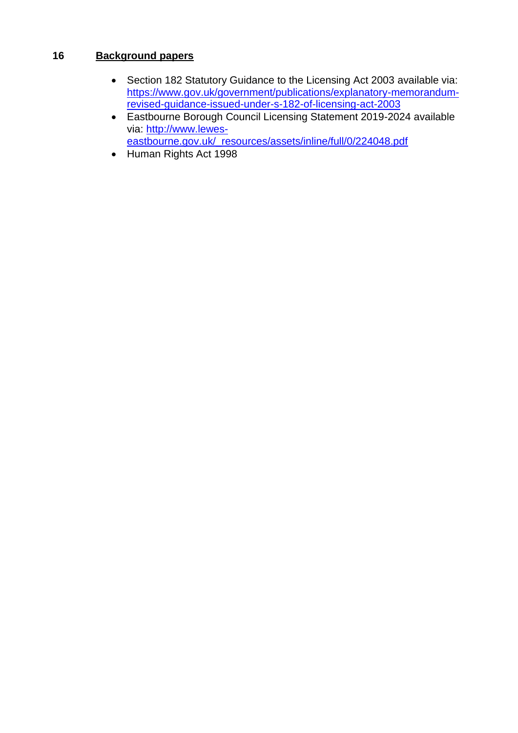## 16 Background papers

- Section 182 Statutory Guidance to the Licensing Act 2003 available via: https://www.gov.uk/government/publications/explanatory-memorandum-revised-guidance-issued-under-s-182-of-licensing-act-2003
- Eastbourne Borough Council Licensing Statement 2019-2024 available via: http://www.lewes-eastbourne.gov.uk/_resources/assets/inline/full/0/224048.pdf
- Human Rights Act 1998